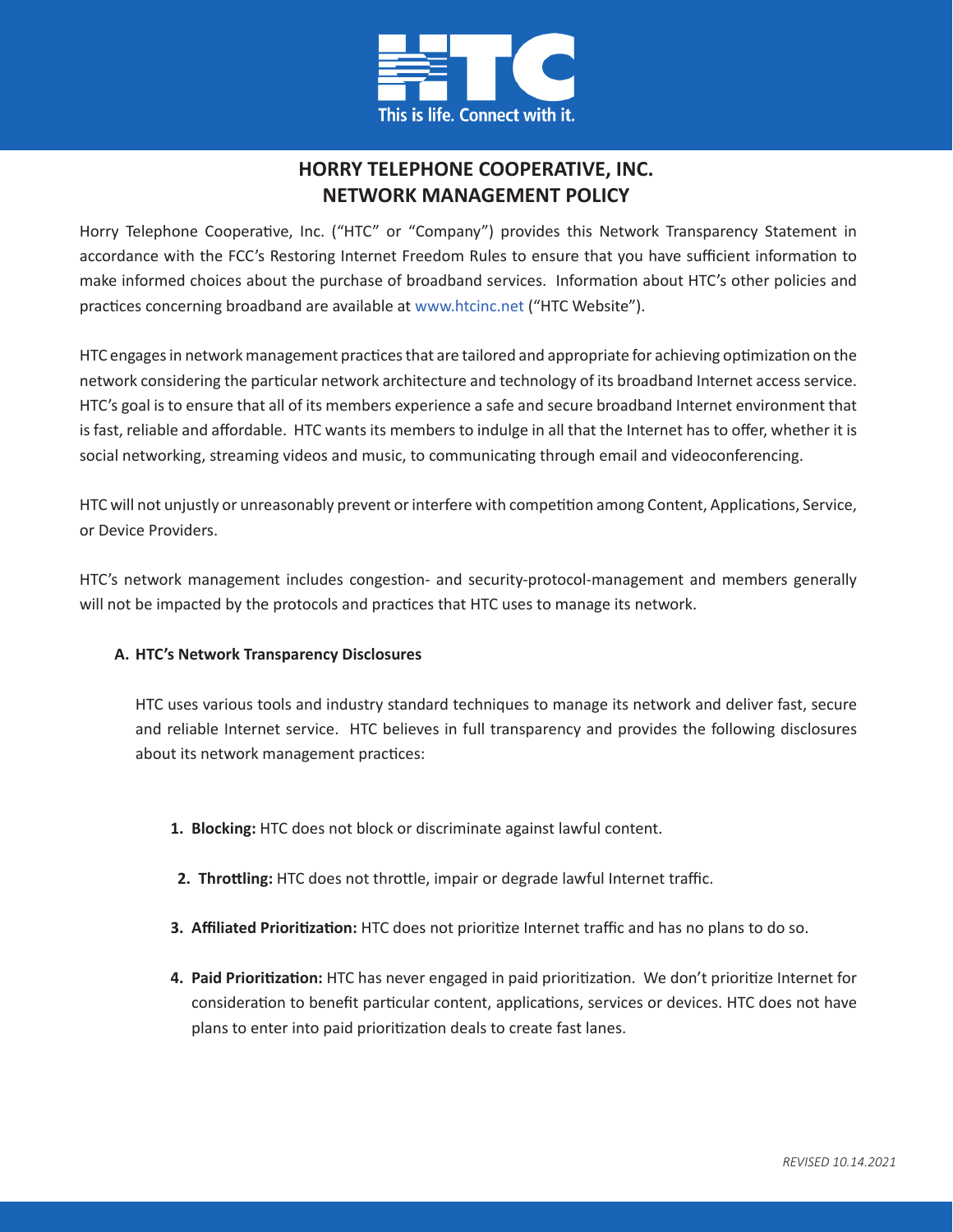# HORRY TELEPHONE COOPERATIVE, INC.
# NETWORK MANAGEMENT POLICY

Horry Telephone Cooperative, Inc. ("HTC" or "Company") provides this Network Transparency Statement in accordance with the FCC's Restoring Internet Freedom Rules to ensure that you have sufficient information to make informed choices about the purchase of broadband services. Information about HTC's other policies and practices concerning broadband are available at www.htcinc.net ("HTC Website").

HTC engages in network management practices that are tailored and appropriate for achieving optimization on the network considering the particular network architecture and technology of its broadband Internet access service. HTC's goal is to ensure that all of its members experience a safe and secure broadband Internet environment that is fast, reliable and affordable. HTC wants its members to indulge in all that the Internet has to offer, whether it is social networking, streaming videos and music, to communicating through email and videoconferencing.

HTC will not unjustly or unreasonably prevent or interfere with competition among Content, Applications, Service, or Device Providers.

HTC's network management includes congestion- and security-protocol-management and members generally will not be impacted by the protocols and practices that HTC uses to manage its network.

## A. HTC's Network Transparency Disclosures

HTC uses various tools and industry standard techniques to manage its network and deliver fast, secure and reliable Internet service. HTC believes in full transparency and provides the following disclosures about its network management practices:

1. **Blocking:** HTC does not block or discriminate against lawful content.
2. **Throttling:** HTC does not throttle, impair or degrade lawful Internet traffic.
3. **Affiliated Prioritization:** HTC does not prioritize Internet traffic and has no plans to do so.
4. **Paid Prioritization:** HTC has never engaged in paid prioritization. We don't prioritize Internet for consideration to benefit particular content, applications, services or devices. HTC does not have plans to enter into paid prioritization deals to create fast lanes.

*REVISED 10.14.2021*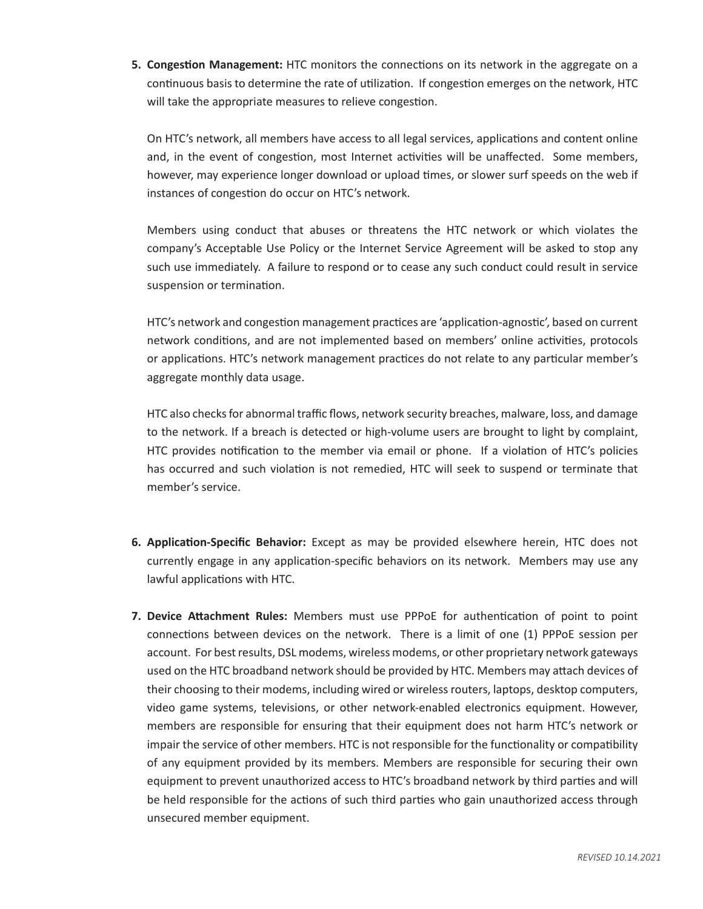5. **Congestion Management:** HTC monitors the connections on its network in the aggregate on a continuous basis to determine the rate of utilization. If congestion emerges on the network, HTC will take the appropriate measures to relieve congestion.

   On HTC's network, all members have access to all legal services, applications and content online and, in the event of congestion, most Internet activities will be unaffected. Some members, however, may experience longer download or upload times, or slower surf speeds on the web if instances of congestion do occur on HTC's network.

   Members using conduct that abuses or threatens the HTC network or which violates the company's Acceptable Use Policy or the Internet Service Agreement will be asked to stop any such use immediately. A failure to respond or to cease any such conduct could result in service suspension or termination.

   HTC's network and congestion management practices are 'application-agnostic', based on current network conditions, and are not implemented based on members' online activities, protocols or applications. HTC's network management practices do not relate to any particular member's aggregate monthly data usage.

   HTC also checks for abnormal traffic flows, network security breaches, malware, loss, and damage to the network. If a breach is detected or high-volume users are brought to light by complaint, HTC provides notification to the member via email or phone. If a violation of HTC's policies has occurred and such violation is not remedied, HTC will seek to suspend or terminate that member's service.

6. **Application-Specific Behavior:** Except as may be provided elsewhere herein, HTC does not currently engage in any application-specific behaviors on its network. Members may use any lawful applications with HTC.

7. **Device Attachment Rules:** Members must use PPPoE for authentication of point to point connections between devices on the network. There is a limit of one (1) PPPoE session per account. For best results, DSL modems, wireless modems, or other proprietary network gateways used on the HTC broadband network should be provided by HTC. Members may attach devices of their choosing to their modems, including wired or wireless routers, laptops, desktop computers, video game systems, televisions, or other network-enabled electronics equipment. However, members are responsible for ensuring that their equipment does not harm HTC's network or impair the service of other members. HTC is not responsible for the functionality or compatibility of any equipment provided by its members. Members are responsible for securing their own equipment to prevent unauthorized access to HTC's broadband network by third parties and will be held responsible for the actions of such third parties who gain unauthorized access through unsecured member equipment.

*REVISED 10.14.2021*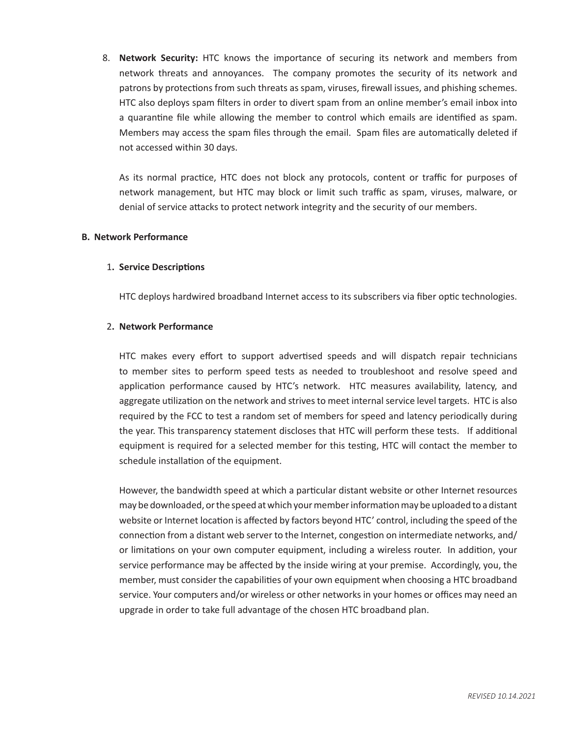8. **Network Security:** HTC knows the importance of securing its network and members from network threats and annoyances. The company promotes the security of its network and patrons by protections from such threats as spam, viruses, firewall issues, and phishing schemes. HTC also deploys spam filters in order to divert spam from an online member's email inbox into a quarantine file while allowing the member to control which emails are identified as spam. Members may access the spam files through the email. Spam files are automatically deleted if not accessed within 30 days.

   As its normal practice, HTC does not block any protocols, content or traffic for purposes of network management, but HTC may block or limit such traffic as spam, viruses, malware, or denial of service attacks to protect network integrity and the security of our members.

**B. Network Performance**

1. **Service Descriptions**

   HTC deploys hardwired broadband Internet access to its subscribers via fiber optic technologies.

2. **Network Performance**

   HTC makes every effort to support advertised speeds and will dispatch repair technicians to member sites to perform speed tests as needed to troubleshoot and resolve speed and application performance caused by HTC's network. HTC measures availability, latency, and aggregate utilization on the network and strives to meet internal service level targets. HTC is also required by the FCC to test a random set of members for speed and latency periodically during the year. This transparency statement discloses that HTC will perform these tests. If additional equipment is required for a selected member for this testing, HTC will contact the member to schedule installation of the equipment.

   However, the bandwidth speed at which a particular distant website or other Internet resources may be downloaded, or the speed at which your member information may be uploaded to a distant website or Internet location is affected by factors beyond HTC' control, including the speed of the connection from a distant web server to the Internet, congestion on intermediate networks, and/or limitations on your own computer equipment, including a wireless router. In addition, your service performance may be affected by the inside wiring at your premise. Accordingly, you, the member, must consider the capabilities of your own equipment when choosing a HTC broadband service. Your computers and/or wireless or other networks in your homes or offices may need an upgrade in order to take full advantage of the chosen HTC broadband plan.

*REVISED 10.14.2021*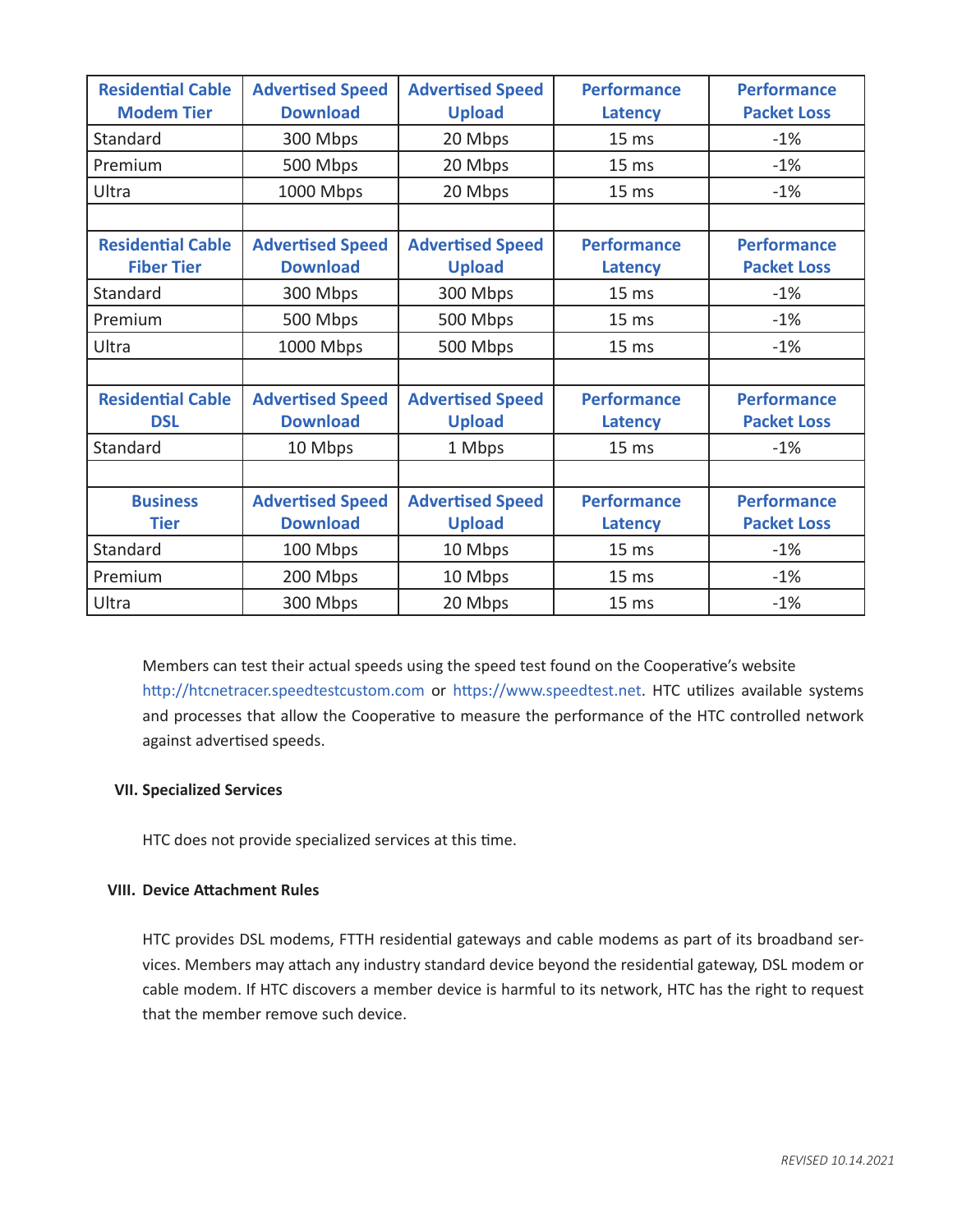| Residential Cable Modem Tier | Advertised Speed Download | Advertised Speed Upload | Performance Latency | Performance Packet Loss |
|---|---|---|---|---|
| Standard | 300 Mbps | 20 Mbps | 15 ms | -1% |
| Premium | 500 Mbps | 20 Mbps | 15 ms | -1% |
| Ultra | 1000 Mbps | 20 Mbps | 15 ms | -1% |
| | | | | |
| **Residential Cable Fiber Tier** | **Advertised Speed Download** | **Advertised Speed Upload** | **Performance Latency** | **Performance Packet Loss** |
| Standard | 300 Mbps | 300 Mbps | 15 ms | -1% |
| Premium | 500 Mbps | 500 Mbps | 15 ms | -1% |
| Ultra | 1000 Mbps | 500 Mbps | 15 ms | -1% |
| | | | | |
| **Residential Cable DSL** | **Advertised Speed Download** | **Advertised Speed Upload** | **Performance Latency** | **Performance Packet Loss** |
| Standard | 10 Mbps | 1 Mbps | 15 ms | -1% |
| | | | | |
| **Business Tier** | **Advertised Speed Download** | **Advertised Speed Upload** | **Performance Latency** | **Performance Packet Loss** |
| Standard | 100 Mbps | 10 Mbps | 15 ms | -1% |
| Premium | 200 Mbps | 10 Mbps | 15 ms | -1% |
| Ultra | 300 Mbps | 20 Mbps | 15 ms | -1% |

Members can test their actual speeds using the speed test found on the Cooperative's website http://htcnetracer.speedtestcustom.com or https://www.speedtest.net. HTC utilizes available systems and processes that allow the Cooperative to measure the performance of the HTC controlled network against advertised speeds.

**VII. Specialized Services**

HTC does not provide specialized services at this time.

**VIII. Device Attachment Rules**

HTC provides DSL modems, FTTH residential gateways and cable modems as part of its broadband services. Members may attach any industry standard device beyond the residential gateway, DSL modem or cable modem. If HTC discovers a member device is harmful to its network, HTC has the right to request that the member remove such device.

*REVISED 10.14.2021*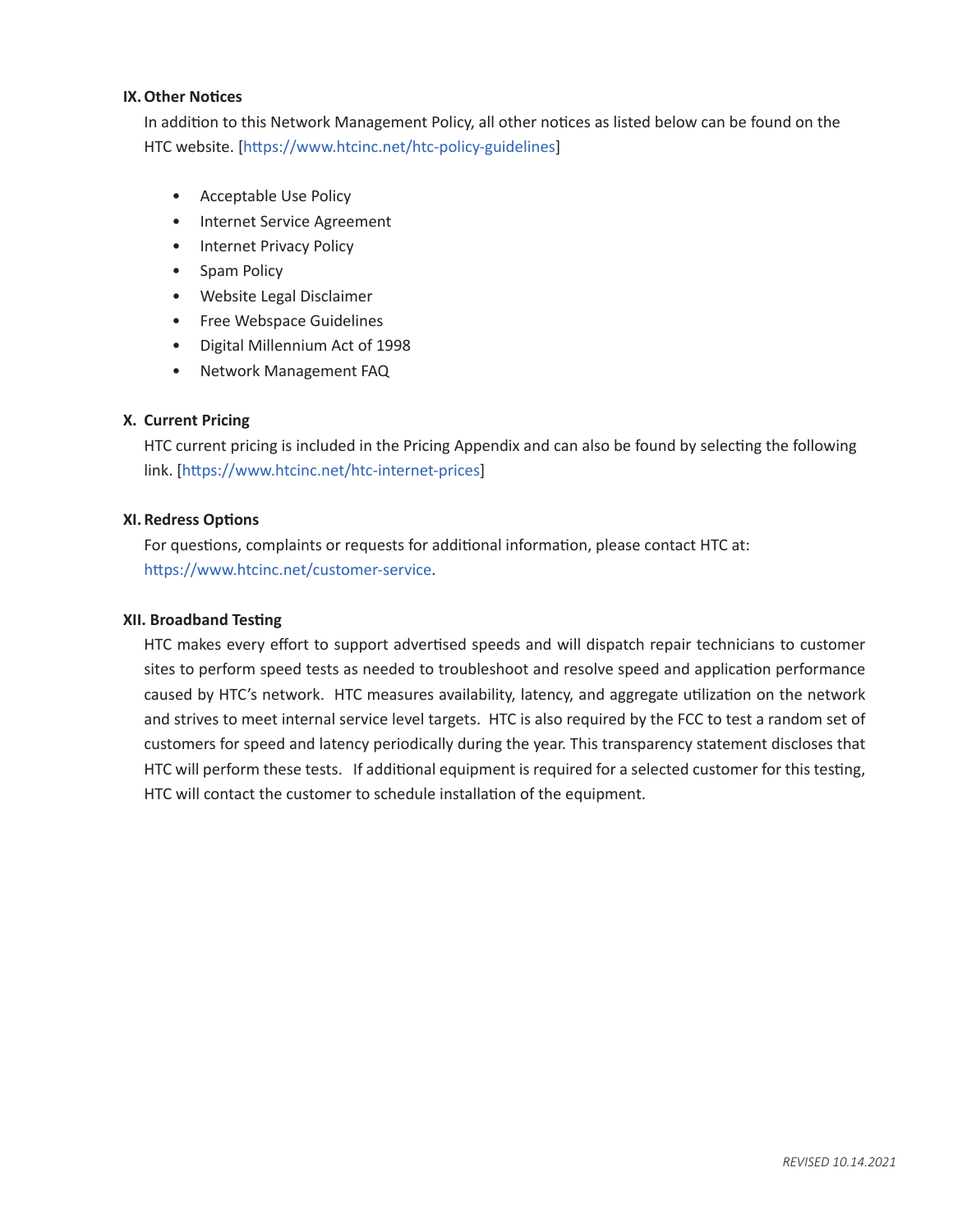## IX. Other Notices

In addition to this Network Management Policy, all other notices as listed below can be found on the HTC website. [https://www.htcinc.net/htc-policy-guidelines]

- Acceptable Use Policy
- Internet Service Agreement
- Internet Privacy Policy
- Spam Policy
- Website Legal Disclaimer
- Free Webspace Guidelines
- Digital Millennium Act of 1998
- Network Management FAQ

## X. Current Pricing

HTC current pricing is included in the Pricing Appendix and can also be found by selecting the following link. [https://www.htcinc.net/htc-internet-prices]

## XI. Redress Options

For questions, complaints or requests for additional information, please contact HTC at: https://www.htcinc.net/customer-service.

## XII. Broadband Testing

HTC makes every effort to support advertised speeds and will dispatch repair technicians to customer sites to perform speed tests as needed to troubleshoot and resolve speed and application performance caused by HTC's network. HTC measures availability, latency, and aggregate utilization on the network and strives to meet internal service level targets. HTC is also required by the FCC to test a random set of customers for speed and latency periodically during the year. This transparency statement discloses that HTC will perform these tests. If additional equipment is required for a selected customer for this testing, HTC will contact the customer to schedule installation of the equipment.

*REVISED 10.14.2021*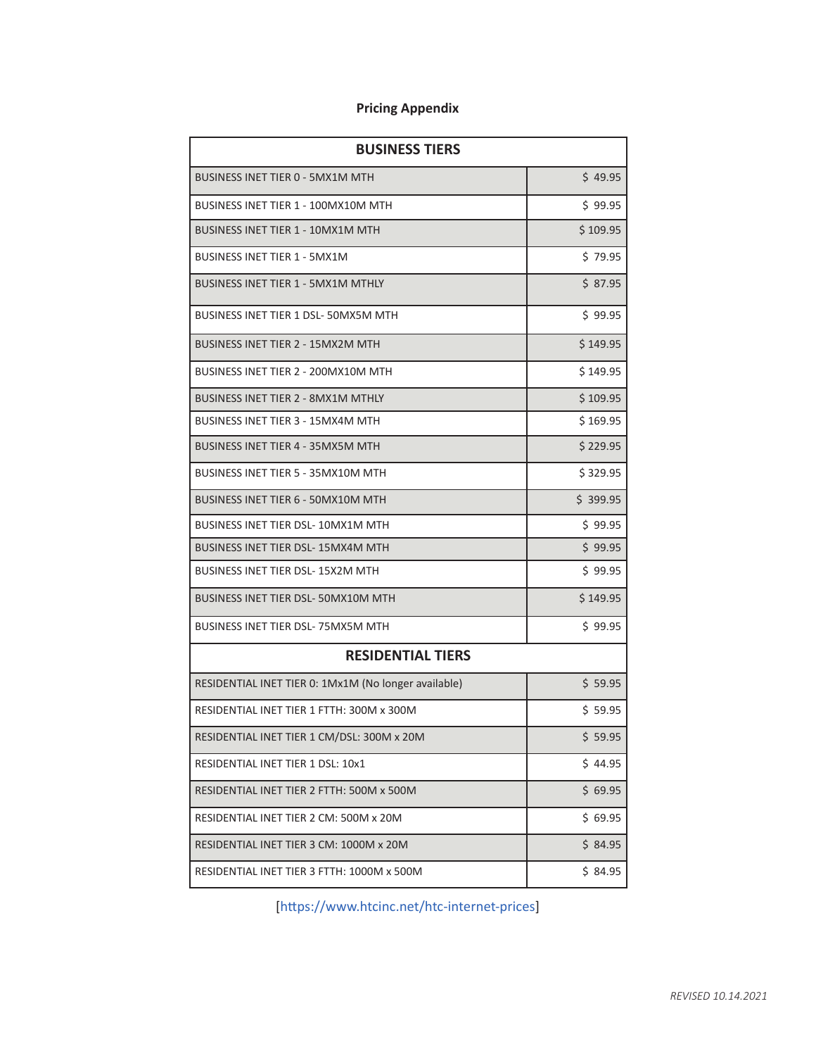## Pricing Appendix

| BUSINESS TIERS | |
|---|---|
| BUSINESS INET TIER 0 - 5MX1M MTH | $ 49.95 |
| BUSINESS INET TIER 1 - 100MX10M MTH | $ 99.95 |
| BUSINESS INET TIER 1 - 10MX1M MTH | $ 109.95 |
| BUSINESS INET TIER 1 - 5MX1M | $ 79.95 |
| BUSINESS INET TIER 1 - 5MX1M MTHLY | $ 87.95 |
| BUSINESS INET TIER 1 DSL- 50MX5M MTH | $ 99.95 |
| BUSINESS INET TIER 2 - 15MX2M MTH | $ 149.95 |
| BUSINESS INET TIER 2 - 200MX10M MTH | $ 149.95 |
| BUSINESS INET TIER 2 - 8MX1M MTHLY | $ 109.95 |
| BUSINESS INET TIER 3 - 15MX4M MTH | $ 169.95 |
| BUSINESS INET TIER 4 - 35MX5M MTH | $ 229.95 |
| BUSINESS INET TIER 5 - 35MX10M MTH | $ 329.95 |
| BUSINESS INET TIER 6 - 50MX10M MTH | $ 399.95 |
| BUSINESS INET TIER DSL- 10MX1M MTH | $ 99.95 |
| BUSINESS INET TIER DSL- 15MX4M MTH | $ 99.95 |
| BUSINESS INET TIER DSL- 15X2M MTH | $ 99.95 |
| BUSINESS INET TIER DSL- 50MX10M MTH | $ 149.95 |
| BUSINESS INET TIER DSL- 75MX5M MTH | $ 99.95 |
| **RESIDENTIAL TIERS** | |
| RESIDENTIAL INET TIER 0: 1Mx1M (No longer available) | $ 59.95 |
| RESIDENTIAL INET TIER 1 FTTH: 300M x 300M | $ 59.95 |
| RESIDENTIAL INET TIER 1 CM/DSL: 300M x 20M | $ 59.95 |
| RESIDENTIAL INET TIER 1 DSL: 10x1 | $ 44.95 |
| RESIDENTIAL INET TIER 2 FTTH: 500M x 500M | $ 69.95 |
| RESIDENTIAL INET TIER 2 CM: 500M x 20M | $ 69.95 |
| RESIDENTIAL INET TIER 3 CM: 1000M x 20M | $ 84.95 |
| RESIDENTIAL INET TIER 3 FTTH: 1000M x 500M | $ 84.95 |

[https://www.htcinc.net/htc-internet-prices]

*REVISED 10.14.2021*